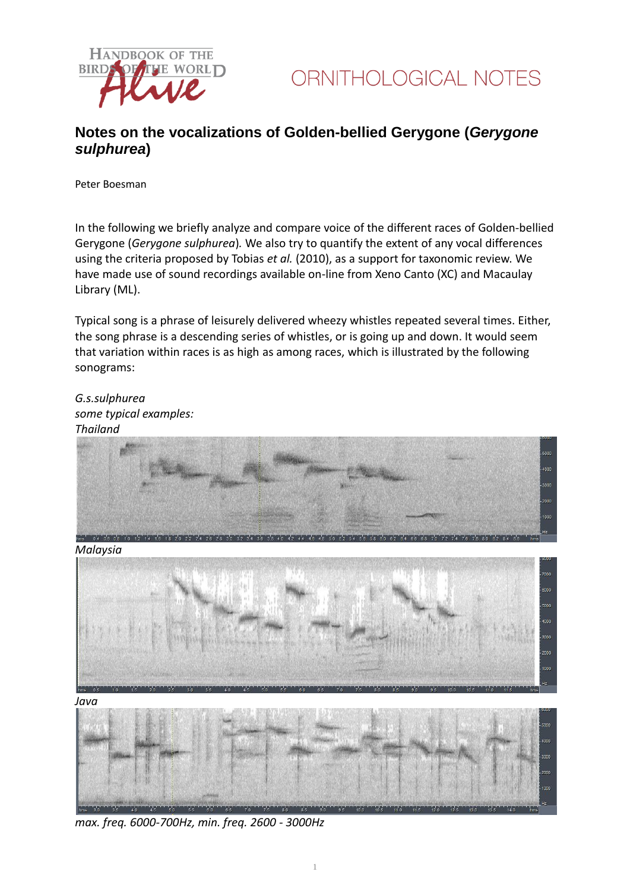ORNITHOLOGICAL NOTES

# Notes on the vocalizations of Golden-bellied Gerygone (*Gerygone sulphurea*)

Peter Boesman

In the following we briefly analyze and compare voice of the different races of Golden-bellied Gerygone (*Gerygone sulphurea*). We also try to quantify the extent of any vocal differences using the criteria proposed by Tobias *et al.* (2010), as a support for taxonomic review. We have made use of sound recordings available on-line from Xeno Canto (XC) and Macaulay Library (ML).

Typical song is a phrase of leisurely delivered wheezy whistles repeated several times. Either, the song phrase is a descending series of whistles, or is going up and down. It would seem that variation within races is as high as among races, which is illustrated by the following sonograms:

*G.s.sulphurea*
*some typical examples:*
*Thailand*

*Malaysia*

*Java*

*max. freq. 6000-700Hz, min. freq. 2600 - 3000Hz*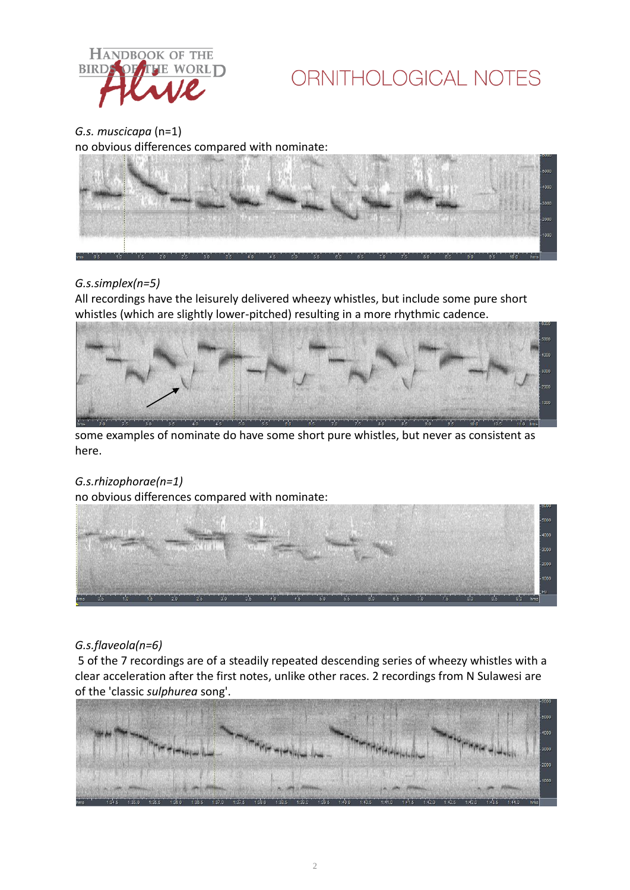*G.s. muscicapa* (n=1)

no obvious differences compared with nominate:

*G.s.simplex(n=5)*

All recordings have the leisurely delivered wheezy whistles, but include some pure short whistles (which are slightly lower-pitched) resulting in a more rhythmic cadence.

some examples of nominate do have some short pure whistles, but never as consistent as here.

*G.s.rhizophorae(n=1)*

no obvious differences compared with nominate:

*G.s.flaveola(n=6)*

5 of the 7 recordings are of a steadily repeated descending series of wheezy whistles with a clear acceleration after the first notes, unlike other races. 2 recordings from N Sulawesi are of the 'classic *sulphurea* song'.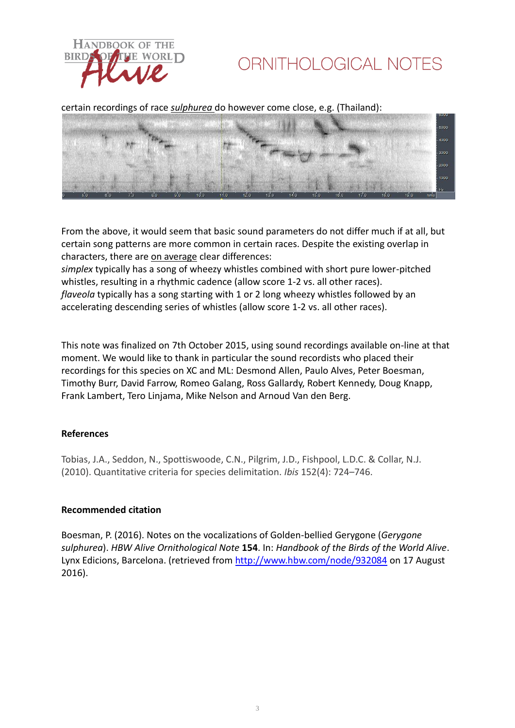certain recordings of race _sulphurea_ do however come close, e.g. (Thailand):

6000
5000
4000
3000
2000
1000
Hz
0 5.0 6.0 7.0 8.0 9.0 10.0 11.0 12.0 13.0 14.0 15.0 16.0 17.0 18.0 19.0 hms

From the above, it would seem that basic sound parameters do not differ much if at all, but certain song patterns are more common in certain races. Despite the existing overlap in characters, there are on average clear differences:

*simplex* typically has a song of wheezy whistles combined with short pure lower-pitched whistles, resulting in a rhythmic cadence (allow score 1-2 vs. all other races).

*flaveola* typically has a song starting with 1 or 2 long wheezy whistles followed by an accelerating descending series of whistles (allow score 1-2 vs. all other races).

This note was finalized on 7th October 2015, using sound recordings available on-line at that moment. We would like to thank in particular the sound recordists who placed their recordings for this species on XC and ML: Desmond Allen, Paulo Alves, Peter Boesman, Timothy Burr, David Farrow, Romeo Galang, Ross Gallardy, Robert Kennedy, Doug Knapp, Frank Lambert, Tero Linjama, Mike Nelson and Arnoud Van den Berg.

**References**

Tobias, J.A., Seddon, N., Spottiswoode, C.N., Pilgrim, J.D., Fishpool, L.D.C. & Collar, N.J. (2010). Quantitative criteria for species delimitation. *Ibis* 152(4): 724–746.

**Recommended citation**

Boesman, P. (2016). Notes on the vocalizations of Golden-bellied Gerygone (*Gerygone sulphurea*). *HBW Alive Ornithological Note* **154**. In: *Handbook of the Birds of the World Alive*. Lynx Edicions, Barcelona. (retrieved from http://www.hbw.com/node/932084 on 17 August 2016).